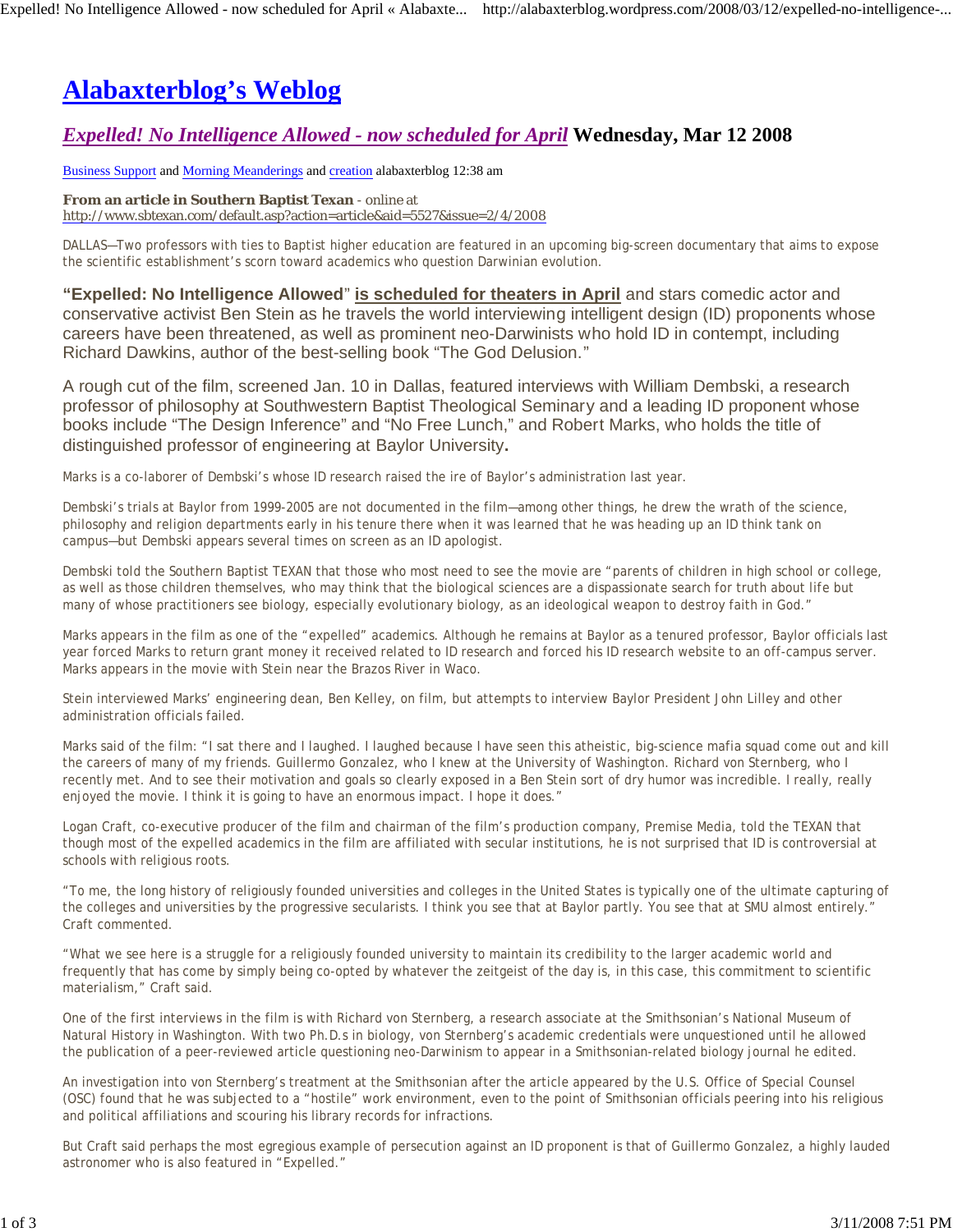# Alabaxterblog's Weblog

## *Expelled! No Intelligence Allowed - now scheduled for April* Wednesday, Mar 12 2008

Business Support and Morning Meanderings and creation alabaxterblog 12:38 am

**From an article in Southern Baptist Texan** - online at http://www.sbtexan.com/default.asp?action=article&aid=5527&issue=2/4/2008

DALLAS—Two professors with ties to Baptist higher education are featured in an upcoming big-screen documentary that aims to expose the scientific establishment's scorn toward academics who question Darwinian evolution.

**"Expelled: No Intelligence Allowed"** **is scheduled for theaters in April** and stars comedic actor and conservative activist Ben Stein as he travels the world interviewing intelligent design (ID) proponents whose careers have been threatened, as well as prominent neo-Darwinists who hold ID in contempt, including Richard Dawkins, author of the best-selling book "The God Delusion."

A rough cut of the film, screened Jan. 10 in Dallas, featured interviews with William Dembski, a research professor of philosophy at Southwestern Baptist Theological Seminary and a leading ID proponent whose books include "The Design Inference" and "No Free Lunch," and Robert Marks, who holds the title of distinguished professor of engineering at Baylor University**.**

Marks is a co-laborer of Dembski's whose ID research raised the ire of Baylor's administration last year.

Dembski's trials at Baylor from 1999-2005 are not documented in the film—among other things, he drew the wrath of the science, philosophy and religion departments early in his tenure there when it was learned that he was heading up an ID think tank on campus—but Dembski appears several times on screen as an ID apologist.

Dembski told the Southern Baptist TEXAN that those who most need to see the movie are "parents of children in high school or college, as well as those children themselves, who may think that the biological sciences are a dispassionate search for truth about life but many of whose practitioners see biology, especially evolutionary biology, as an ideological weapon to destroy faith in God."

Marks appears in the film as one of the "expelled" academics. Although he remains at Baylor as a tenured professor, Baylor officials last year forced Marks to return grant money it received related to ID research and forced his ID research website to an off-campus server. Marks appears in the movie with Stein near the Brazos River in Waco.

Stein interviewed Marks' engineering dean, Ben Kelley, on film, but attempts to interview Baylor President John Lilley and other administration officials failed.

Marks said of the film: "I sat there and I laughed. I laughed because I have seen this atheistic, big-science mafia squad come out and kill the careers of many of my friends. Guillermo Gonzalez, who I knew at the University of Washington. Richard von Sternberg, who I recently met. And to see their motivation and goals so clearly exposed in a Ben Stein sort of dry humor was incredible. I really, really enjoyed the movie. I think it is going to have an enormous impact. I hope it does."

Logan Craft, co-executive producer of the film and chairman of the film's production company, Premise Media, told the TEXAN that though most of the expelled academics in the film are affiliated with secular institutions, he is not surprised that ID is controversial at schools with religious roots.

"To me, the long history of religiously founded universities and colleges in the United States is typically one of the ultimate capturing of the colleges and universities by the progressive secularists. I think you see that at Baylor partly. You see that at SMU almost entirely." Craft commented.

"What we see here is a struggle for a religiously founded university to maintain its credibility to the larger academic world and frequently that has come by simply being co-opted by whatever the zeitgeist of the day is, in this case, this commitment to scientific materialism," Craft said.

One of the first interviews in the film is with Richard von Sternberg, a research associate at the Smithsonian's National Museum of Natural History in Washington. With two Ph.D.s in biology, von Sternberg's academic credentials were unquestioned until he allowed the publication of a peer-reviewed article questioning neo-Darwinism to appear in a Smithsonian-related biology journal he edited.

An investigation into von Sternberg's treatment at the Smithsonian after the article appeared by the U.S. Office of Special Counsel (OSC) found that he was subjected to a "hostile" work environment, even to the point of Smithsonian officials peering into his religious and political affiliations and scouring his library records for infractions.

But Craft said perhaps the most egregious example of persecution against an ID proponent is that of Guillermo Gonzalez, a highly lauded astronomer who is also featured in "Expelled."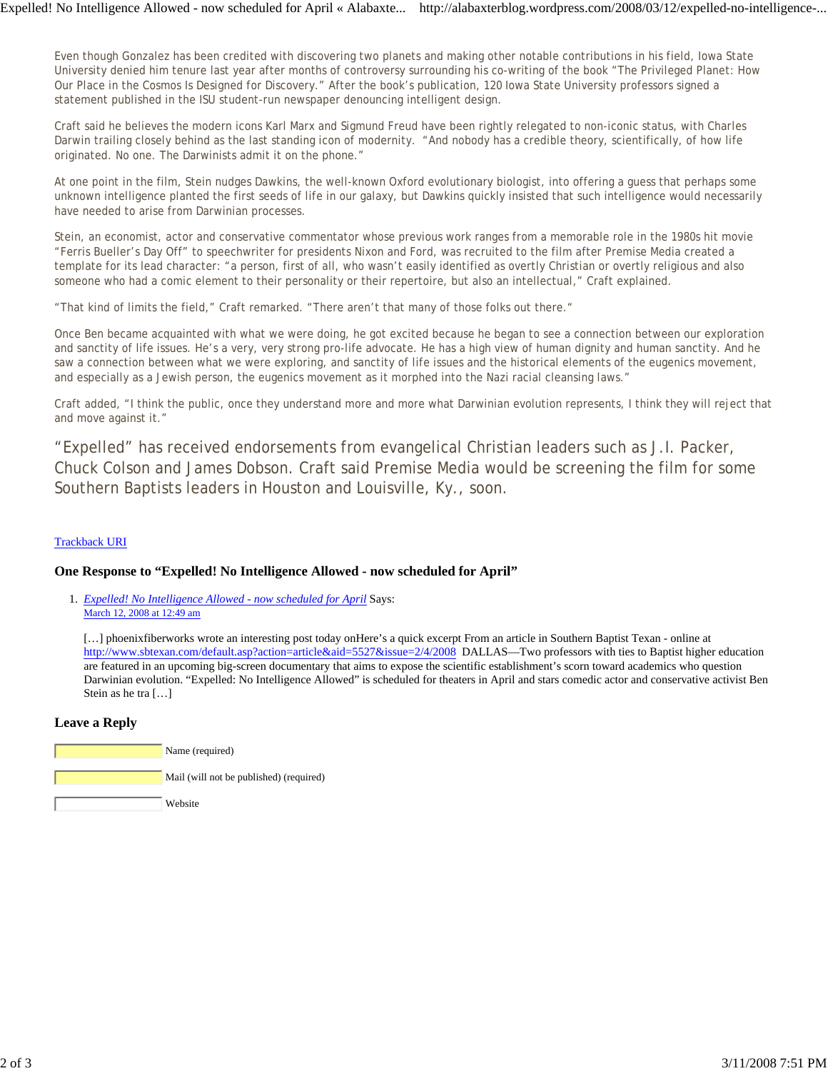Even though Gonzalez has been credited with discovering two planets and making other notable contributions in his field, Iowa State University denied him tenure last year after months of controversy surrounding his co-writing of the book "The Privileged Planet: How Our Place in the Cosmos Is Designed for Discovery." After the book's publication, 120 Iowa State University professors signed a statement published in the ISU student-run newspaper denouncing intelligent design.

Craft said he believes the modern icons Karl Marx and Sigmund Freud have been rightly relegated to non-iconic status, with Charles Darwin trailing closely behind as the last standing icon of modernity. "And nobody has a credible theory, scientifically, of how life originated. No one. The Darwinists admit it on the phone."

At one point in the film, Stein nudges Dawkins, the well-known Oxford evolutionary biologist, into offering a guess that perhaps some unknown intelligence planted the first seeds of life in our galaxy, but Dawkins quickly insisted that such intelligence would necessarily have needed to arise from Darwinian processes.

Stein, an economist, actor and conservative commentator whose previous work ranges from a memorable role in the 1980s hit movie "Ferris Bueller's Day Off" to speechwriter for presidents Nixon and Ford, was recruited to the film after Premise Media created a template for its lead character: "a person, first of all, who wasn't easily identified as overtly Christian or overtly religious and also someone who had a comic element to their personality or their repertoire, but also an intellectual," Craft explained.

"That kind of limits the field," Craft remarked. "There aren't that many of those folks out there."

Once Ben became acquainted with what we were doing, he got excited because he began to see a connection between our exploration and sanctity of life issues. He's a very, very strong pro-life advocate. He has a high view of human dignity and human sanctity. And he saw a connection between what we were exploring, and sanctity of life issues and the historical elements of the eugenics movement, and especially as a Jewish person, the eugenics movement as it morphed into the Nazi racial cleansing laws."

Craft added, "I think the public, once they understand more and more what Darwinian evolution represents, I think they will reject that and move against it."

"Expelled" has received endorsements from evangelical Christian leaders such as J.I. Packer, Chuck Colson and James Dobson. Craft said Premise Media would be screening the film for some Southern Baptists leaders in Houston and Louisville, Ky., soon.

Trackback URI

### One Response to "Expelled! No Intelligence Allowed - now scheduled for April"

1. *Expelled! No Intelligence Allowed - now scheduled for April* Says:
   March 12, 2008 at 12:49 am

   […] phoenixfiberworks wrote an interesting post today onHere's a quick excerpt From an article in Southern Baptist Texan - online at http://www.sbtexan.com/default.asp?action=article&aid=5527&issue=2/4/2008 DALLAS—Two professors with ties to Baptist higher education are featured in an upcoming big-screen documentary that aims to expose the scientific establishment's scorn toward academics who question Darwinian evolution. "Expelled: No Intelligence Allowed" is scheduled for theaters in April and stars comedic actor and conservative activist Ben Stein as he tra […]

### Leave a Reply

Name (required)

Mail (will not be published) (required)

Website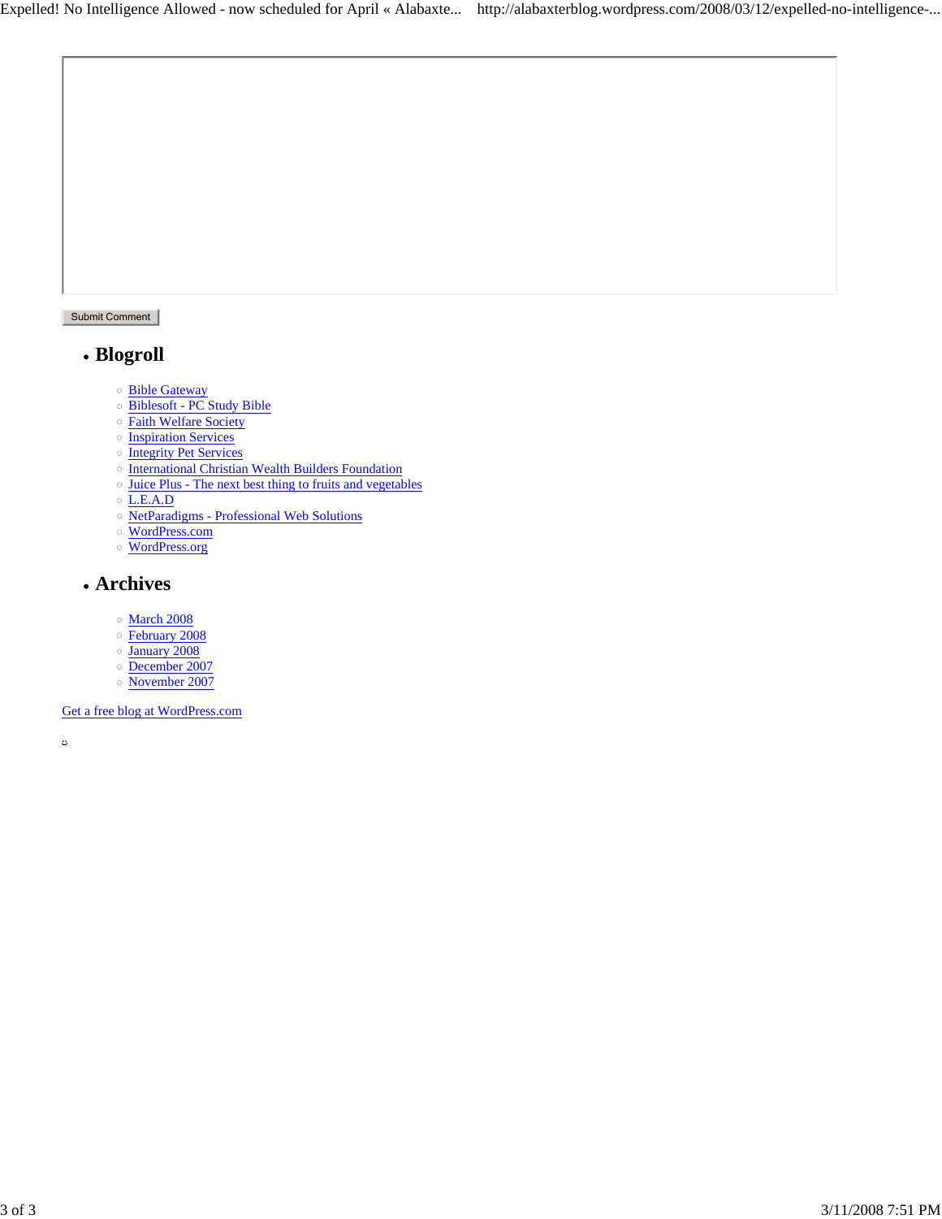Submit Comment

- ## Blogroll

  - Bible Gateway
  - Biblesoft - PC Study Bible
  - Faith Welfare Society
  - Inspiration Services
  - Integrity Pet Services
  - International Christian Wealth Builders Foundation
  - Juice Plus - The next best thing to fruits and vegetables
  - L.E.A.D
  - NetParadigms - Professional Web Solutions
  - WordPress.com
  - WordPress.org

- ## Archives

  - March 2008
  - February 2008
  - January 2008
  - December 2007
  - November 2007

Get a free blog at WordPress.com